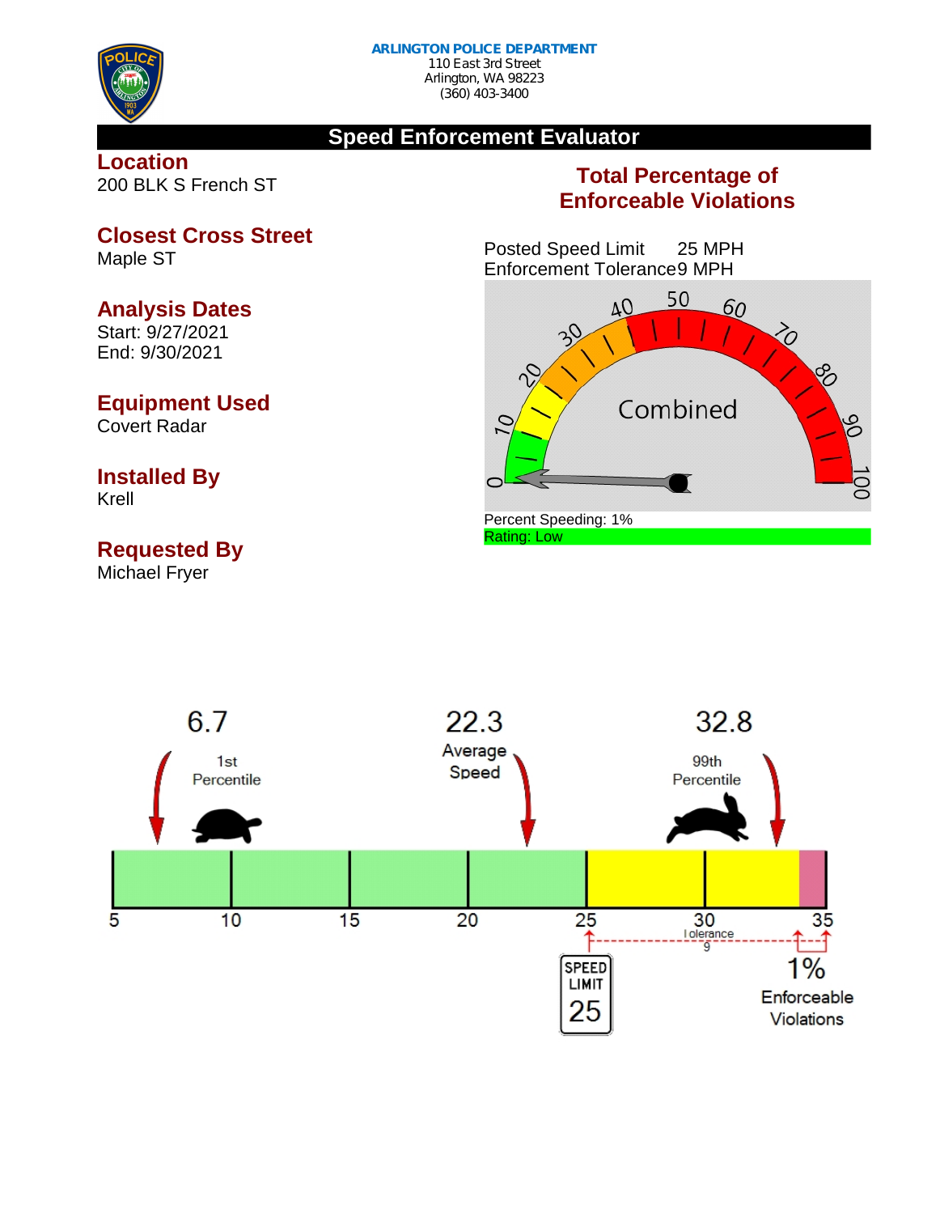**ARLINGTON POLICE DEPARTMENT**
110 East 3rd Street
Arlington, WA 98223
(360) 403-3400

## Speed Enforcement Evaluator

### Location
200 BLK S French ST

### Closest Cross Street
Maple ST

### Analysis Dates
Start: 9/27/2021
End: 9/30/2021

### Equipment Used
Covert Radar

### Installed By
Krell

### Requested By
Michael Fryer

### Total Percentage of Enforceable Violations

Posted Speed Limit 25 MPH
Enforcement Tolerance 9 MPH

Combined

Percent Speeding: 1%
Rating: Low

6.7 — 1st Percentile

22.3 — Average Speed

32.8 — 99th Percentile

5 10 15 20 25 30 35

Tolerance 9

SPEED LIMIT 25

1% Enforceable Violations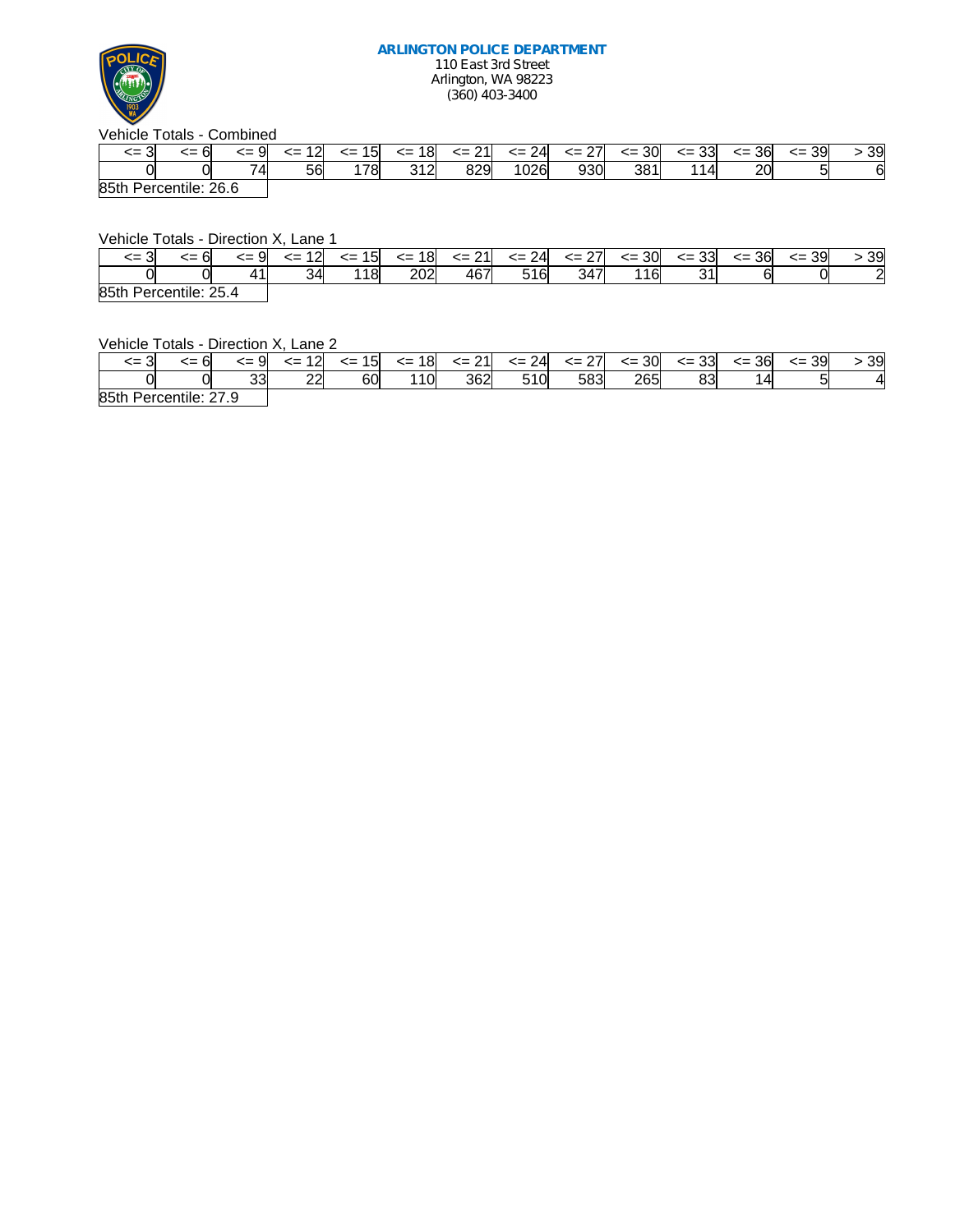**ARLINGTON POLICE DEPARTMENT**
110 East 3rd Street
Arlington, WA 98223
(360) 403-3400

Vehicle Totals - Combined

| <= 3 | <= 6 | <= 9 | <= 12 | <= 15 | <= 18 | <= 21 | <= 24 | <= 27 | <= 30 | <= 33 | <= 36 | <= 39 | > 39 |
|---|---|---|---|---|---|---|---|---|---|---|---|---|---|
| 0 | 0 | 74 | 56 | 178 | 312 | 829 | 1026 | 930 | 381 | 114 | 20 | 5 | 6 |

85th Percentile: 26.6

Vehicle Totals - Direction X, Lane 1

| <= 3 | <= 6 | <= 9 | <= 12 | <= 15 | <= 18 | <= 21 | <= 24 | <= 27 | <= 30 | <= 33 | <= 36 | <= 39 | > 39 |
|---|---|---|---|---|---|---|---|---|---|---|---|---|---|
| 0 | 0 | 41 | 34 | 118 | 202 | 467 | 516 | 347 | 116 | 31 | 6 | 0 | 2 |

85th Percentile: 25.4

Vehicle Totals - Direction X, Lane 2

| <= 3 | <= 6 | <= 9 | <= 12 | <= 15 | <= 18 | <= 21 | <= 24 | <= 27 | <= 30 | <= 33 | <= 36 | <= 39 | > 39 |
|---|---|---|---|---|---|---|---|---|---|---|---|---|---|
| 0 | 0 | 33 | 22 | 60 | 110 | 362 | 510 | 583 | 265 | 83 | 14 | 5 | 4 |

85th Percentile: 27.9